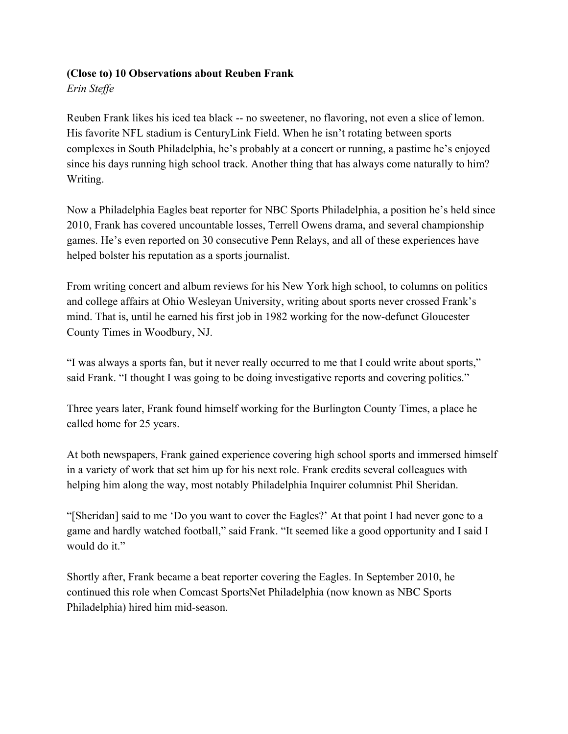**(Close to) 10 Observations about Reuben Frank**

*Erin Steffe*

Reuben Frank likes his iced tea black -- no sweetener, no flavoring, not even a slice of lemon. His favorite NFL stadium is CenturyLink Field. When he isn't rotating between sports complexes in South Philadelphia, he's probably at a concert or running, a pastime he's enjoyed since his days running high school track. Another thing that has always come naturally to him? Writing.

Now a Philadelphia Eagles beat reporter for NBC Sports Philadelphia, a position he's held since 2010, Frank has covered uncountable losses, Terrell Owens drama, and several championship games. He's even reported on 30 consecutive Penn Relays, and all of these experiences have helped bolster his reputation as a sports journalist.

From writing concert and album reviews for his New York high school, to columns on politics and college affairs at Ohio Wesleyan University, writing about sports never crossed Frank's mind. That is, until he earned his first job in 1982 working for the now-defunct Gloucester County Times in Woodbury, NJ.

"I was always a sports fan, but it never really occurred to me that I could write about sports," said Frank. "I thought I was going to be doing investigative reports and covering politics."

Three years later, Frank found himself working for the Burlington County Times, a place he called home for 25 years.

At both newspapers, Frank gained experience covering high school sports and immersed himself in a variety of work that set him up for his next role. Frank credits several colleagues with helping him along the way, most notably Philadelphia Inquirer columnist Phil Sheridan.

"[Sheridan] said to me 'Do you want to cover the Eagles?' At that point I had never gone to a game and hardly watched football," said Frank. "It seemed like a good opportunity and I said I would do it."

Shortly after, Frank became a beat reporter covering the Eagles. In September 2010, he continued this role when Comcast SportsNet Philadelphia (now known as NBC Sports Philadelphia) hired him mid-season.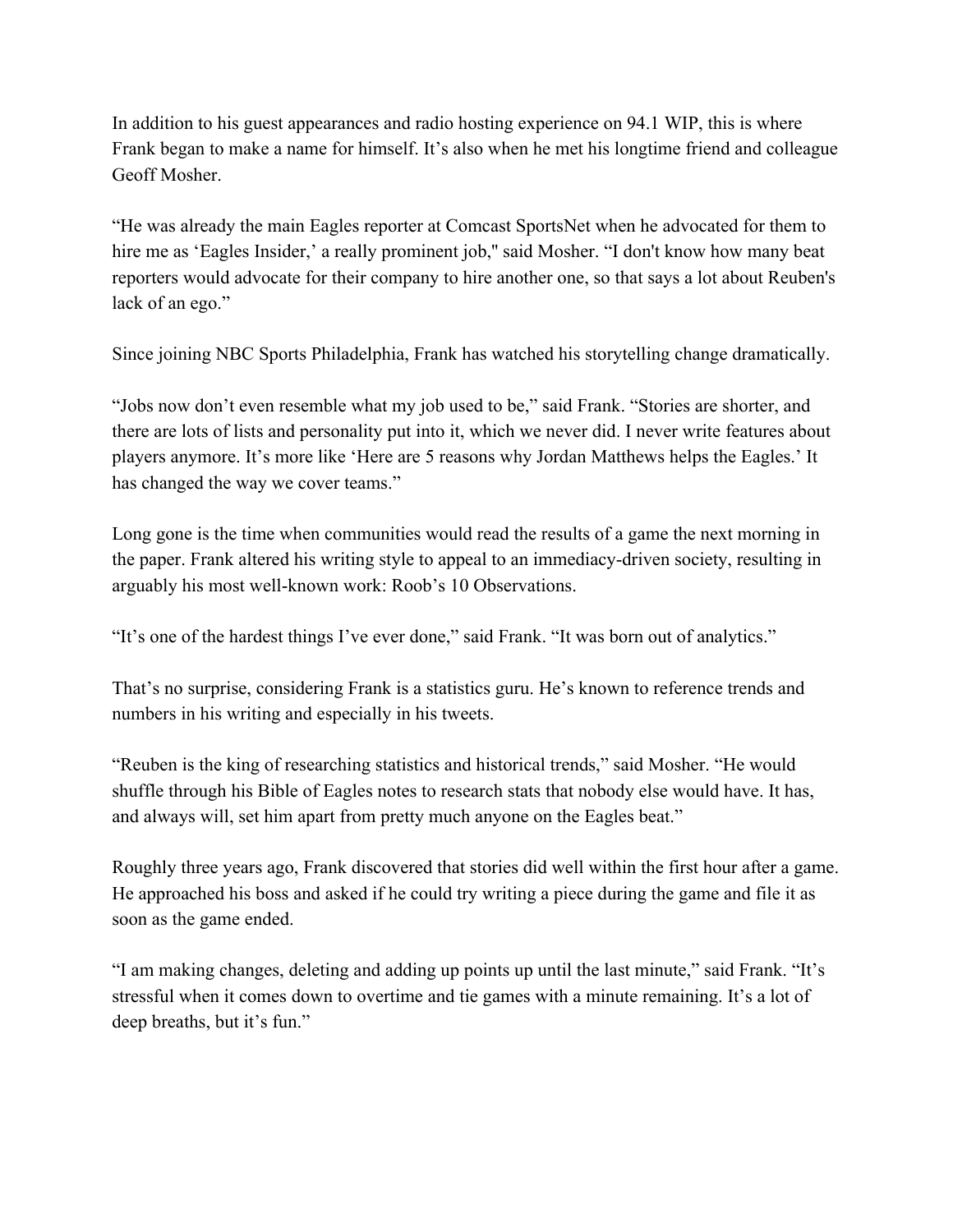In addition to his guest appearances and radio hosting experience on 94.1 WIP, this is where Frank began to make a name for himself. It's also when he met his longtime friend and colleague Geoff Mosher.

"He was already the main Eagles reporter at Comcast SportsNet when he advocated for them to hire me as 'Eagles Insider,' a really prominent job," said Mosher. "I don't know how many beat reporters would advocate for their company to hire another one, so that says a lot about Reuben's lack of an ego."

Since joining NBC Sports Philadelphia, Frank has watched his storytelling change dramatically.

"Jobs now don't even resemble what my job used to be," said Frank. "Stories are shorter, and there are lots of lists and personality put into it, which we never did. I never write features about players anymore. It's more like 'Here are 5 reasons why Jordan Matthews helps the Eagles.' It has changed the way we cover teams."

Long gone is the time when communities would read the results of a game the next morning in the paper. Frank altered his writing style to appeal to an immediacy-driven society, resulting in arguably his most well-known work: Roob's 10 Observations.

"It's one of the hardest things I've ever done," said Frank. "It was born out of analytics."

That's no surprise, considering Frank is a statistics guru. He's known to reference trends and numbers in his writing and especially in his tweets.

"Reuben is the king of researching statistics and historical trends," said Mosher. "He would shuffle through his Bible of Eagles notes to research stats that nobody else would have. It has, and always will, set him apart from pretty much anyone on the Eagles beat."

Roughly three years ago, Frank discovered that stories did well within the first hour after a game. He approached his boss and asked if he could try writing a piece during the game and file it as soon as the game ended.

"I am making changes, deleting and adding up points up until the last minute," said Frank. "It's stressful when it comes down to overtime and tie games with a minute remaining. It's a lot of deep breaths, but it's fun."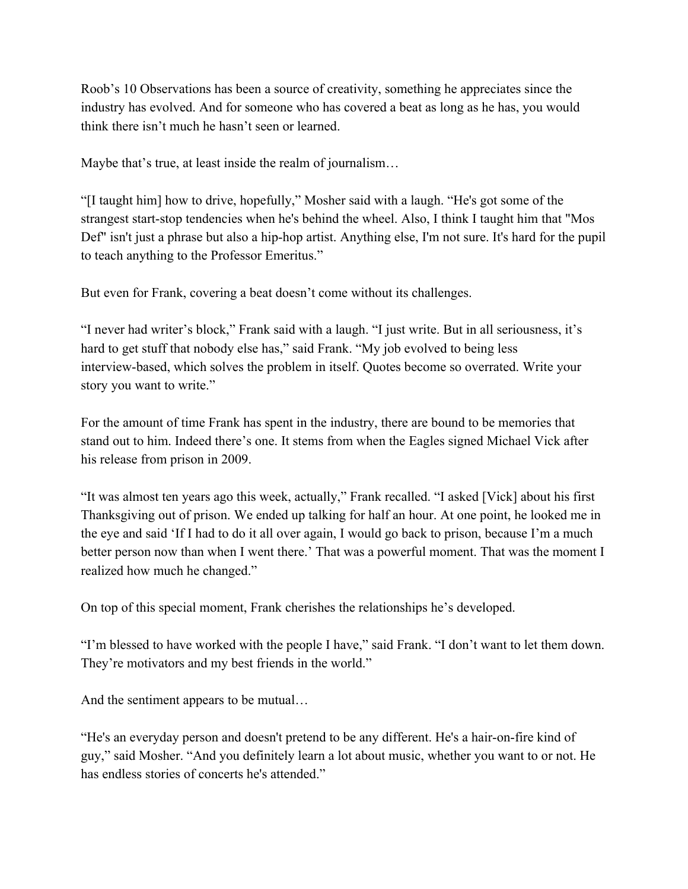Roob's 10 Observations has been a source of creativity, something he appreciates since the industry has evolved. And for someone who has covered a beat as long as he has, you would think there isn't much he hasn't seen or learned.

Maybe that's true, at least inside the realm of journalism…

"[I taught him] how to drive, hopefully," Mosher said with a laugh. "He's got some of the strangest start-stop tendencies when he's behind the wheel. Also, I think I taught him that "Mos Def" isn't just a phrase but also a hip-hop artist. Anything else, I'm not sure. It's hard for the pupil to teach anything to the Professor Emeritus."

But even for Frank, covering a beat doesn't come without its challenges.

"I never had writer's block," Frank said with a laugh. "I just write. But in all seriousness, it's hard to get stuff that nobody else has," said Frank. "My job evolved to being less interview-based, which solves the problem in itself. Quotes become so overrated. Write your story you want to write."

For the amount of time Frank has spent in the industry, there are bound to be memories that stand out to him. Indeed there's one. It stems from when the Eagles signed Michael Vick after his release from prison in 2009.

"It was almost ten years ago this week, actually," Frank recalled. "I asked [Vick] about his first Thanksgiving out of prison. We ended up talking for half an hour. At one point, he looked me in the eye and said 'If I had to do it all over again, I would go back to prison, because I'm a much better person now than when I went there.' That was a powerful moment. That was the moment I realized how much he changed."

On top of this special moment, Frank cherishes the relationships he's developed.

"I'm blessed to have worked with the people I have," said Frank. "I don't want to let them down. They're motivators and my best friends in the world."

And the sentiment appears to be mutual…

"He's an everyday person and doesn't pretend to be any different. He's a hair-on-fire kind of guy," said Mosher. "And you definitely learn a lot about music, whether you want to or not. He has endless stories of concerts he's attended."